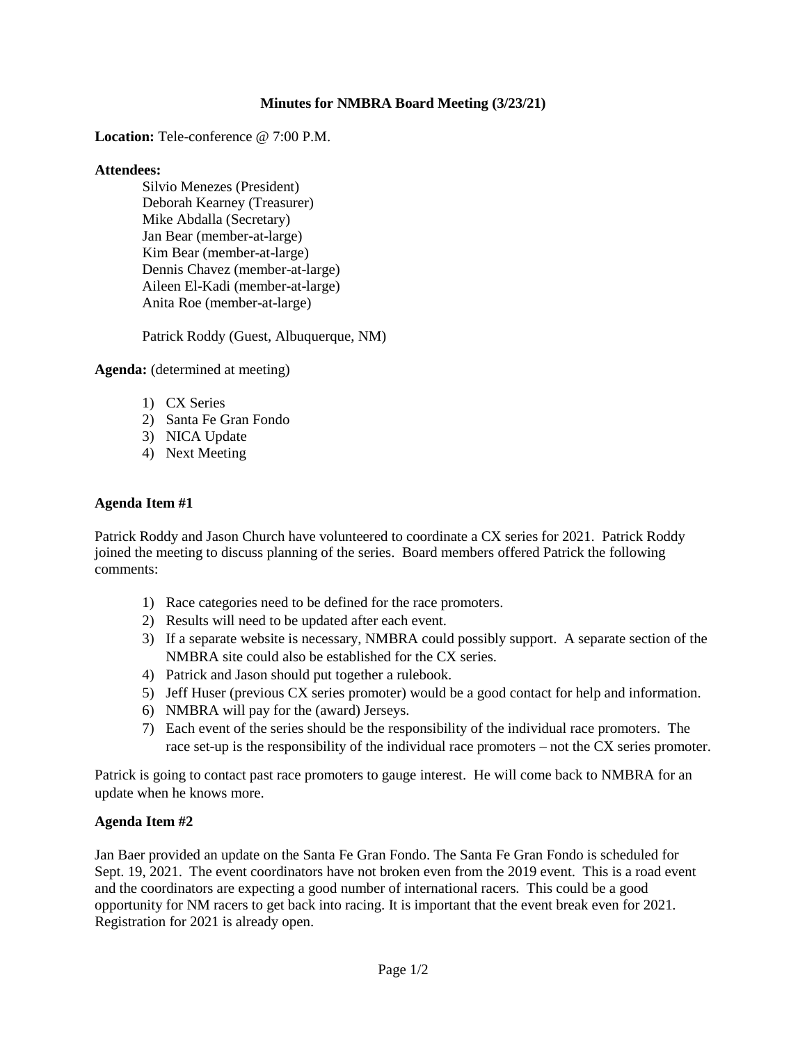# Minutes for NMBRA Board Meeting (3/23/21)

**Location:** Tele-conference @ 7:00 P.M.

**Attendees:**

Silvio Menezes (President)
Deborah Kearney (Treasurer)
Mike Abdalla (Secretary)
Jan Bear (member-at-large)
Kim Bear (member-at-large)
Dennis Chavez (member-at-large)
Aileen El-Kadi (member-at-large)
Anita Roe (member-at-large)

Patrick Roddy (Guest, Albuquerque, NM)

**Agenda:** (determined at meeting)

1) CX Series
2) Santa Fe Gran Fondo
3) NICA Update
4) Next Meeting

**Agenda Item #1**

Patrick Roddy and Jason Church have volunteered to coordinate a CX series for 2021. Patrick Roddy joined the meeting to discuss planning of the series. Board members offered Patrick the following comments:

1) Race categories need to be defined for the race promoters.
2) Results will need to be updated after each event.
3) If a separate website is necessary, NMBRA could possibly support. A separate section of the NMBRA site could also be established for the CX series.
4) Patrick and Jason should put together a rulebook.
5) Jeff Huser (previous CX series promoter) would be a good contact for help and information.
6) NMBRA will pay for the (award) Jerseys.
7) Each event of the series should be the responsibility of the individual race promoters. The race set-up is the responsibility of the individual race promoters – not the CX series promoter.

Patrick is going to contact past race promoters to gauge interest. He will come back to NMBRA for an update when he knows more.

**Agenda Item #2**

Jan Baer provided an update on the Santa Fe Gran Fondo. The Santa Fe Gran Fondo is scheduled for Sept. 19, 2021. The event coordinators have not broken even from the 2019 event. This is a road event and the coordinators are expecting a good number of international racers. This could be a good opportunity for NM racers to get back into racing. It is important that the event break even for 2021. Registration for 2021 is already open.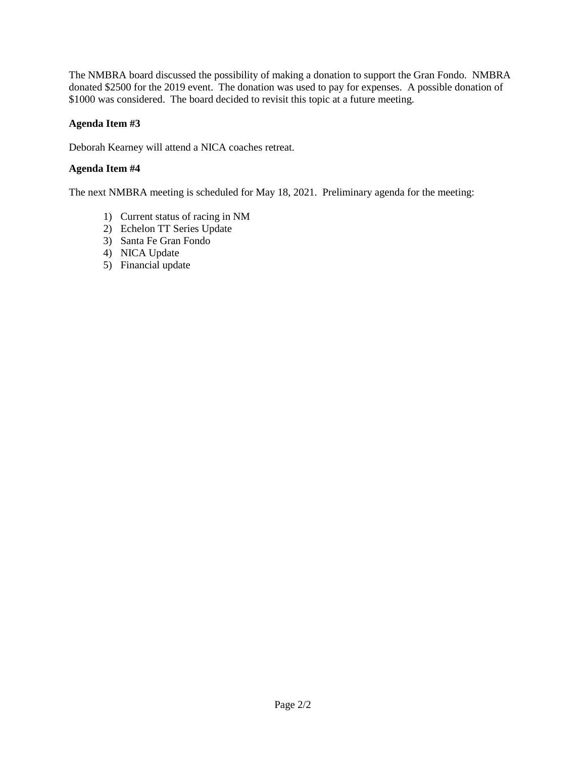The NMBRA board discussed the possibility of making a donation to support the Gran Fondo. NMBRA donated $2500 for the 2019 event. The donation was used to pay for expenses. A possible donation of $1000 was considered. The board decided to revisit this topic at a future meeting.

**Agenda Item #3**

Deborah Kearney will attend a NICA coaches retreat.

**Agenda Item #4**

The next NMBRA meeting is scheduled for May 18, 2021. Preliminary agenda for the meeting:

1) Current status of racing in NM
2) Echelon TT Series Update
3) Santa Fe Gran Fondo
4) NICA Update
5) Financial update